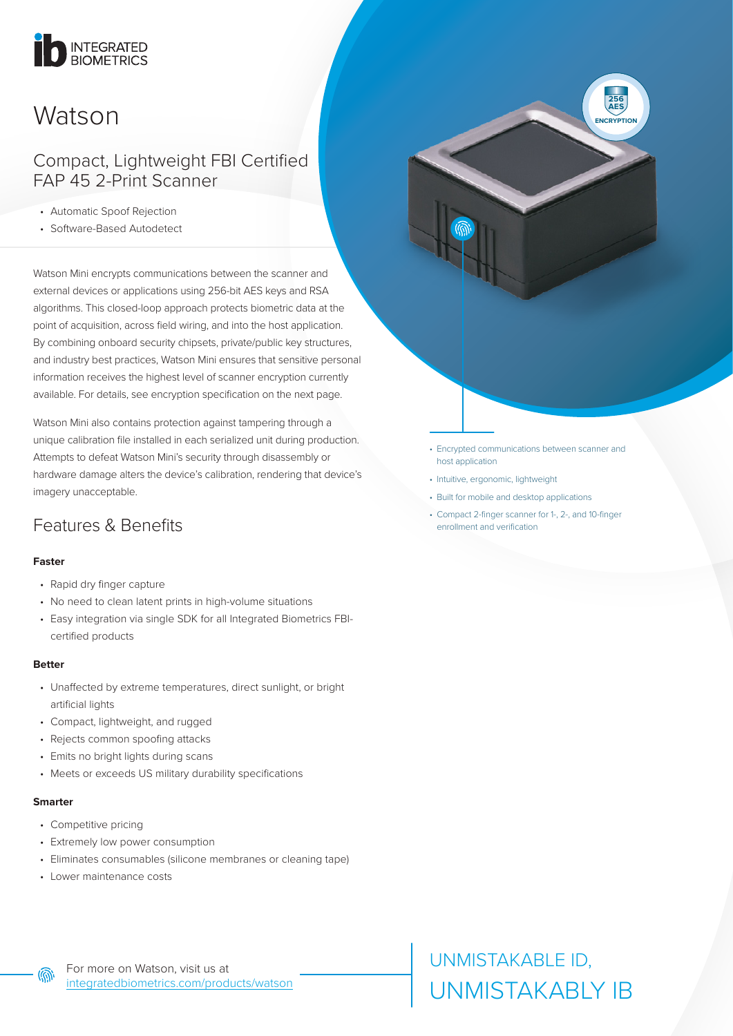INTEGRATED BIOMETRICS

# Watson

## Compact, Lightweight FBI Certified FAP 45 2-Print Scanner

- Automatic Spoof Rejection
- Software-Based Autodetect

Watson Mini encrypts communications between the scanner and external devices or applications using 256-bit AES keys and RSA algorithms. This closed-loop approach protects biometric data at the point of acquisition, across field wiring, and into the host application. By combining onboard security chipsets, private/public key structures, and industry best practices, Watson Mini ensures that sensitive personal information receives the highest level of scanner encryption currently available. For details, see encryption specification on the next page.

Watson Mini also contains protection against tampering through a unique calibration file installed in each serialized unit during production. Attempts to defeat Watson Mini's security through disassembly or hardware damage alters the device's calibration, rendering that device's imagery unacceptable.

256 AES ENCRYPTION

- Encrypted communications between scanner and host application
- Intuitive, ergonomic, lightweight
- Built for mobile and desktop applications
- Compact 2-finger scanner for 1-, 2-, and 10-finger enrollment and verification

## Features & Benefits

**Faster**

- Rapid dry finger capture
- No need to clean latent prints in high-volume situations
- Easy integration via single SDK for all Integrated Biometrics FBI-certified products

**Better**

- Unaffected by extreme temperatures, direct sunlight, or bright artificial lights
- Compact, lightweight, and rugged
- Rejects common spoofing attacks
- Emits no bright lights during scans
- Meets or exceeds US military durability specifications

**Smarter**

- Competitive pricing
- Extremely low power consumption
- Eliminates consumables (silicone membranes or cleaning tape)
- Lower maintenance costs

For more on Watson, visit us at [integratedbiometrics.com/products/watson](integratedbiometrics.com/products/watson)

UNMISTAKABLE ID,
UNMISTAKABLY IB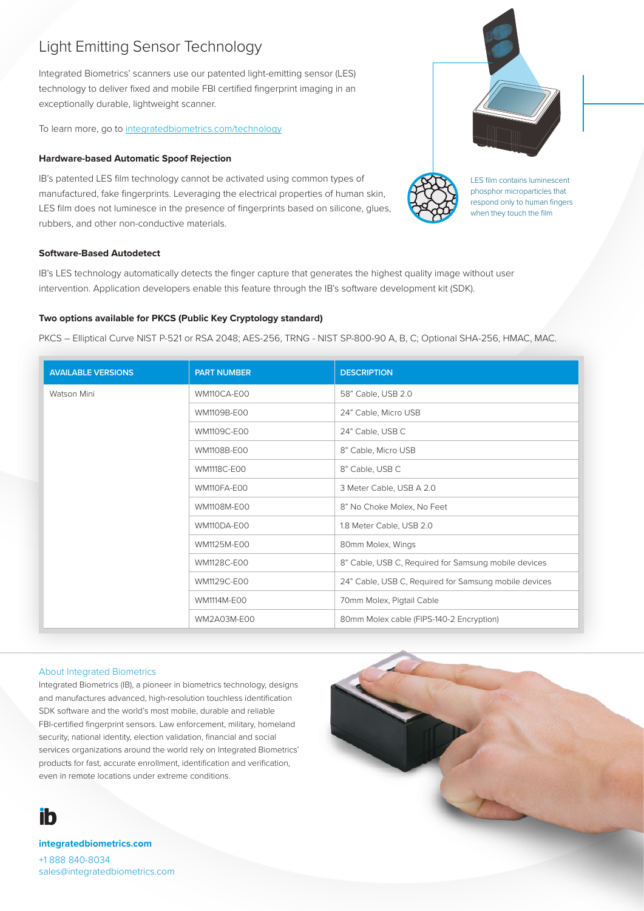# Light Emitting Sensor Technology

Integrated Biometrics' scanners use our patented light-emitting sensor (LES) technology to deliver fixed and mobile FBI certified fingerprint imaging in an exceptionally durable, lightweight scanner.

To learn more, go to integratedbiometrics.com/technology

LES film contains luminescent phosphor microparticles that respond only to human fingers when they touch the film

### Hardware-based Automatic Spoof Rejection

IB's patented LES film technology cannot be activated using common types of manufactured, fake fingerprints. Leveraging the electrical properties of human skin, LES film does not luminesce in the presence of fingerprints based on silicone, glues, rubbers, and other non-conductive materials.

### Software-Based Autodetect

IB's LES technology automatically detects the finger capture that generates the highest quality image without user intervention. Application developers enable this feature through the IB's software development kit (SDK).

### Two options available for PKCS (Public Key Cryptology standard)

PKCS – Elliptical Curve NIST P-521 or RSA 2048; AES-256, TRNG - NIST SP-800-90 A, B, C; Optional SHA-256, HMAC, MAC.

| AVAILABLE VERSIONS | PART NUMBER | DESCRIPTION |
|---|---|---|
| Watson Mini | WM110CA-E00 | 58" Cable, USB 2.0 |
| | WM1109B-E00 | 24" Cable, Micro USB |
| | WM1109C-E00 | 24" Cable, USB C |
| | WM1108B-E00 | 8" Cable, Micro USB |
| | WM1118C-E00 | 8" Cable, USB C |
| | WM110FA-E00 | 3 Meter Cable, USB A 2.0 |
| | WM1108M-E00 | 8" No Choke Molex, No Feet |
| | WM110DA-E00 | 1.8 Meter Cable, USB 2.0 |
| | WM1125M-E00 | 80mm Molex, Wings |
| | WM1128C-E00 | 8" Cable, USB C, Required for Samsung mobile devices |
| | WM1129C-E00 | 24" Cable, USB C, Required for Samsung mobile devices |
| | WM1114M-E00 | 70mm Molex, Pigtail Cable |
| | WM2A03M-E00 | 80mm Molex cable (FIPS-140-2 Encryption) |

## About Integrated Biometrics

Integrated Biometrics (IB), a pioneer in biometrics technology, designs and manufactures advanced, high-resolution touchless identification SDK software and the world's most mobile, durable and reliable FBI-certified fingerprint sensors. Law enforcement, military, homeland security, national identity, election validation, financial and social services organizations around the world rely on Integrated Biometrics' products for fast, accurate enrollment, identification and verification, even in remote locations under extreme conditions.

ib

**integratedbiometrics.com**

+1 888 840-8034
sales@integratedbiometrics.com